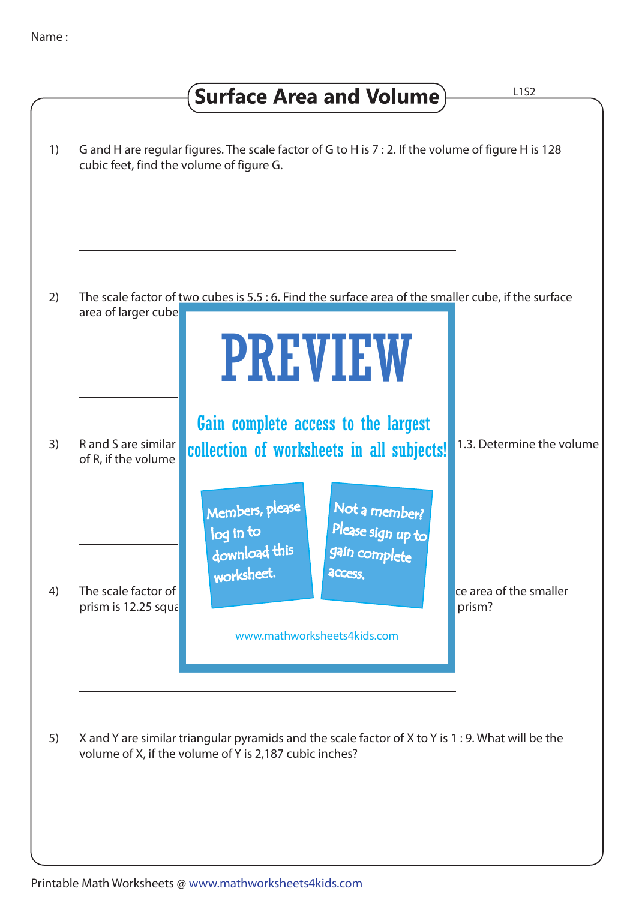Name : ____________________

# Surface Area and Volume

L1S2

1) G and H are regular figures. The scale factor of G to H is 7 : 2. If the volume of figure H is 128 cubic feet, find the volume of figure G.

______________________________

2) The scale factor of two cubes is 5.5 : 6. Find the surface area of the smaller cube, if the surface area of larger cube

______________________________

3) R and S are similar 1.3. Determine the volume of R, if the volume

______________________________

4) The scale factor of ce area of the smaller prism is 12.25 squa prism?

______________________________

5) X and Y are similar triangular pyramids and the scale factor of X to Y is 1 : 9. What will be the volume of X, if the volume of Y is 2,187 cubic inches?

______________________________

PREVIEW

Gain complete access to the largest collection of worksheets in all subjects!

Members, please log in to download this worksheet.

Not a member? Please sign up to gain complete access.

www.mathworksheets4kids.com

Printable Math Worksheets @ www.mathworksheets4kids.com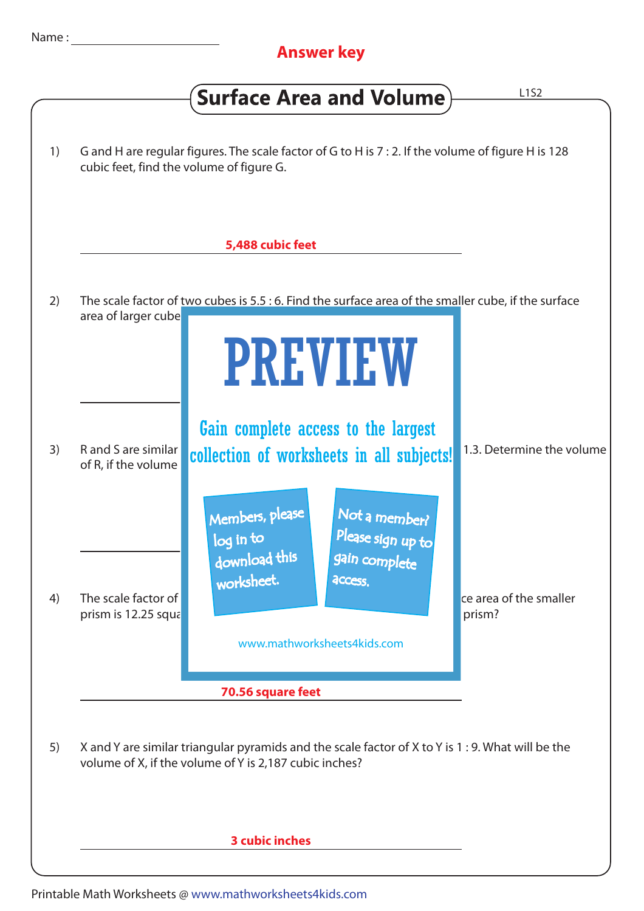Name :

**Answer key**

# Surface Area and Volume

L1S2

1) G and H are regular figures. The scale factor of G to H is 7 : 2. If the volume of figure H is 128 cubic feet, find the volume of figure G.

**5,488 cubic feet**

2) The scale factor of two cubes is 5.5 : 6. Find the surface area of the smaller cube, if the surface area of larger cube

PREVIEW

Gain complete access to the largest collection of worksheets in all subjects!

Members, please log in to download this worksheet.

Not a member? Please sign up to gain complete access.

www.mathworksheets4kids.com

3) R and S are similar ... 1.3. Determine the volume of R, if the volume

4) The scale factor of ... ce area of the smaller prism is 12.25 squa ... prism?

**70.56 square feet**

5) X and Y are similar triangular pyramids and the scale factor of X to Y is 1 : 9. What will be the volume of X, if the volume of Y is 2,187 cubic inches?

**3 cubic inches**